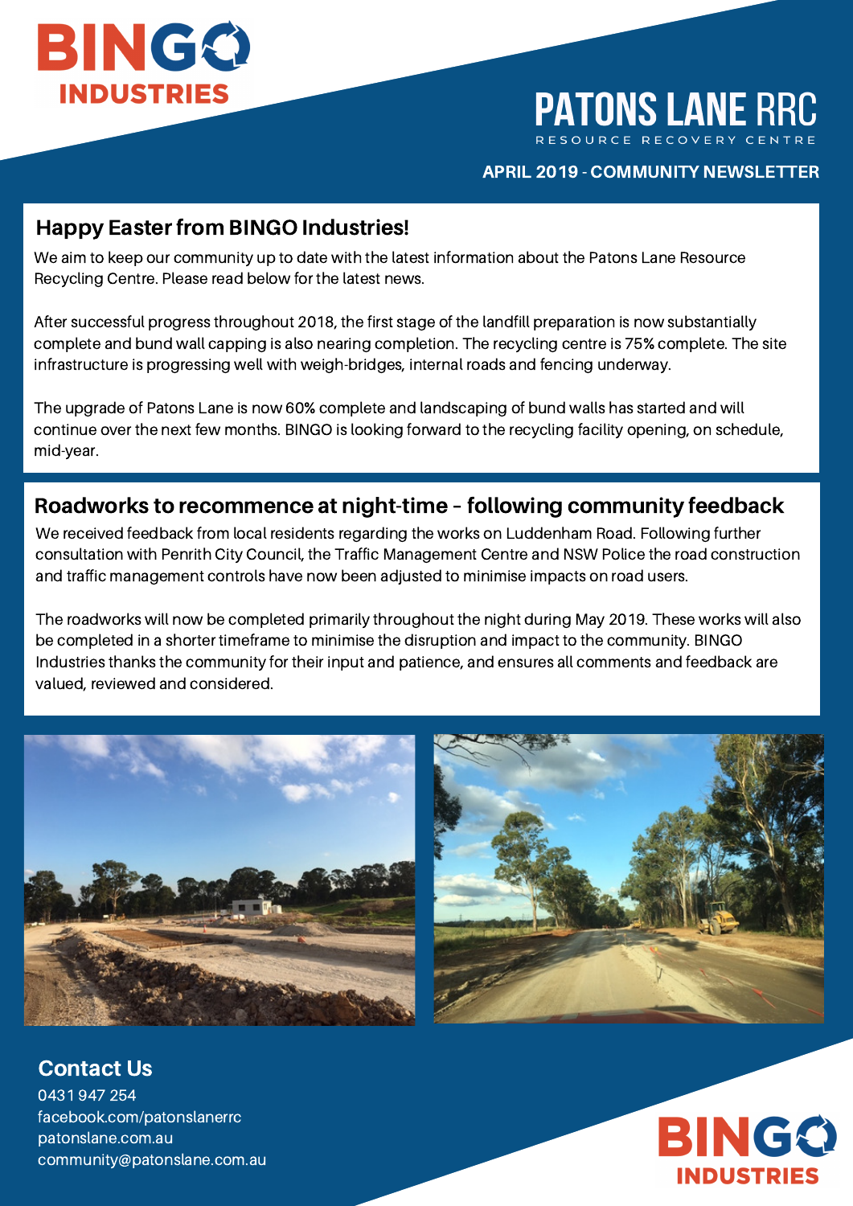BINGO INDUSTRIES

# PATONS LANE RRC

RESOURCE RECOVERY CENTRE

**APRIL 2019 - COMMUNITY NEWSLETTER**

## Happy Easter from BINGO Industries!

We aim to keep our community up to date with the latest information about the Patons Lane Resource Recycling Centre. Please read below for the latest news.

After successful progress throughout 2018, the first stage of the landfill preparation is now substantially complete and bund wall capping is also nearing completion. The recycling centre is 75% complete. The site infrastructure is progressing well with weigh-bridges, internal roads and fencing underway.

The upgrade of Patons Lane is now 60% complete and landscaping of bund walls has started and will continue over the next few months. BINGO is looking forward to the recycling facility opening, on schedule, mid-year.

## Roadworks to recommence at night-time – following community feedback

We received feedback from local residents regarding the works on Luddenham Road. Following further consultation with Penrith City Council, the Traffic Management Centre and NSW Police the road construction and traffic management controls have now been adjusted to minimise impacts on road users.

The roadworks will now be completed primarily throughout the night during May 2019. These works will also be completed in a shorter timeframe to minimise the disruption and impact to the community. BINGO Industries thanks the community for their input and patience, and ensures all comments and feedback are valued, reviewed and considered.

## Contact Us

0431 947 254
facebook.com/patonslanerrc
patonslane.com.au
community@patonslane.com.au

BINGO INDUSTRIES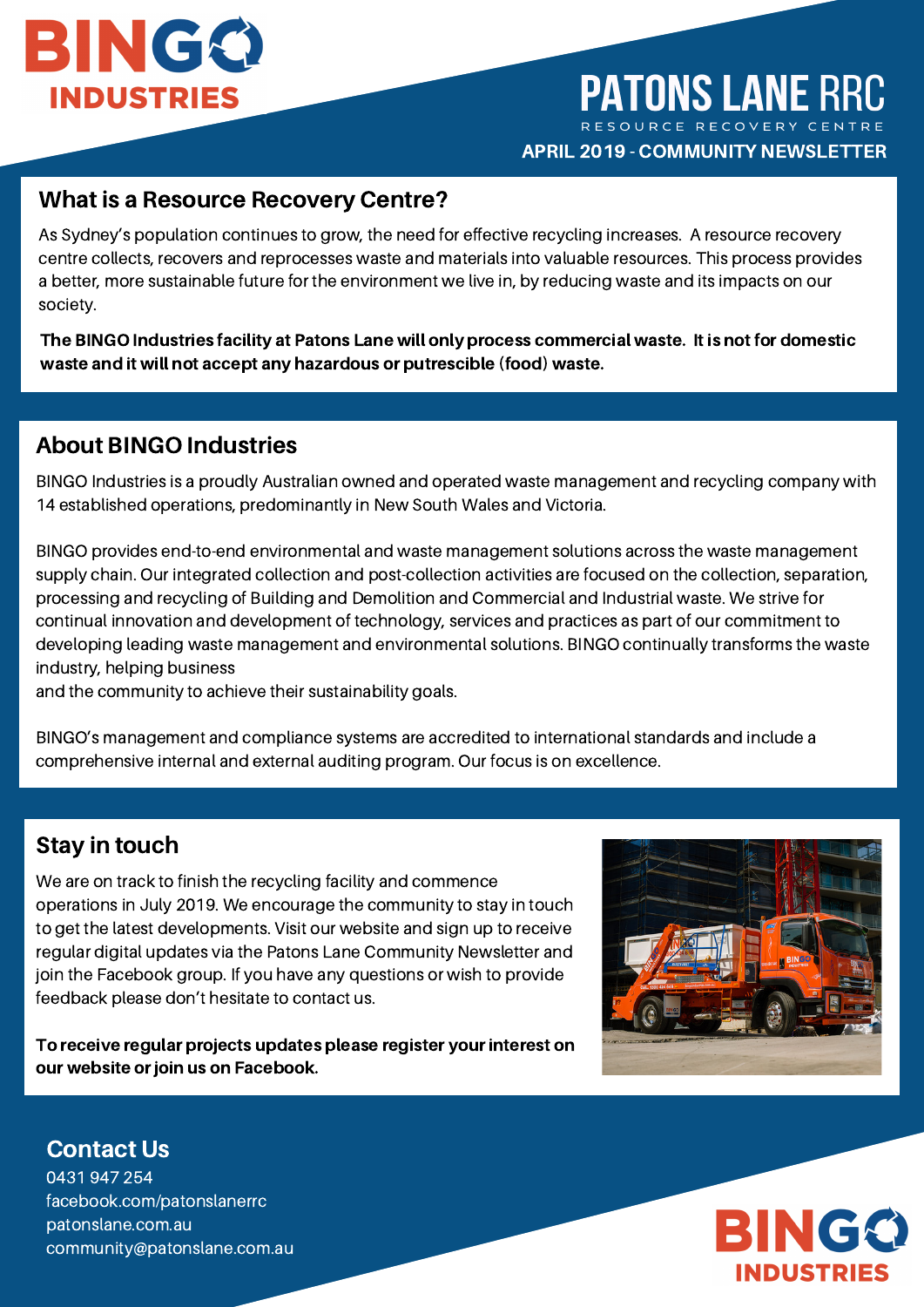# PATONS LANE RRC

RESOURCE RECOVERY CENTRE

**APRIL 2019 - COMMUNITY NEWSLETTER**

## What is a Resource Recovery Centre?

As Sydney's population continues to grow, the need for effective recycling increases. A resource recovery centre collects, recovers and reprocesses waste and materials into valuable resources. This process provides a better, more sustainable future for the environment we live in, by reducing waste and its impacts on our society.

**The BINGO Industries facility at Patons Lane will only process commercial waste. It is not for domestic waste and it will not accept any hazardous or putrescible (food) waste.**

## About BINGO Industries

BINGO Industries is a proudly Australian owned and operated waste management and recycling company with 14 established operations, predominantly in New South Wales and Victoria.

BINGO provides end-to-end environmental and waste management solutions across the waste management supply chain. Our integrated collection and post-collection activities are focused on the collection, separation, processing and recycling of Building and Demolition and Commercial and Industrial waste. We strive for continual innovation and development of technology, services and practices as part of our commitment to developing leading waste management and environmental solutions. BINGO continually transforms the waste industry, helping business and the community to achieve their sustainability goals.

BINGO's management and compliance systems are accredited to international standards and include a comprehensive internal and external auditing program. Our focus is on excellence.

## Stay in touch

We are on track to finish the recycling facility and commence operations in July 2019. We encourage the community to stay in touch to get the latest developments. Visit our website and sign up to receive regular digital updates via the Patons Lane Community Newsletter and join the Facebook group. If you have any questions or wish to provide feedback please don't hesitate to contact us.

**To receive regular projects updates please register your interest on our website or join us on Facebook.**

## Contact Us

0431 947 254
facebook.com/patonslanerrc
patonslane.com.au
community@patonslane.com.au